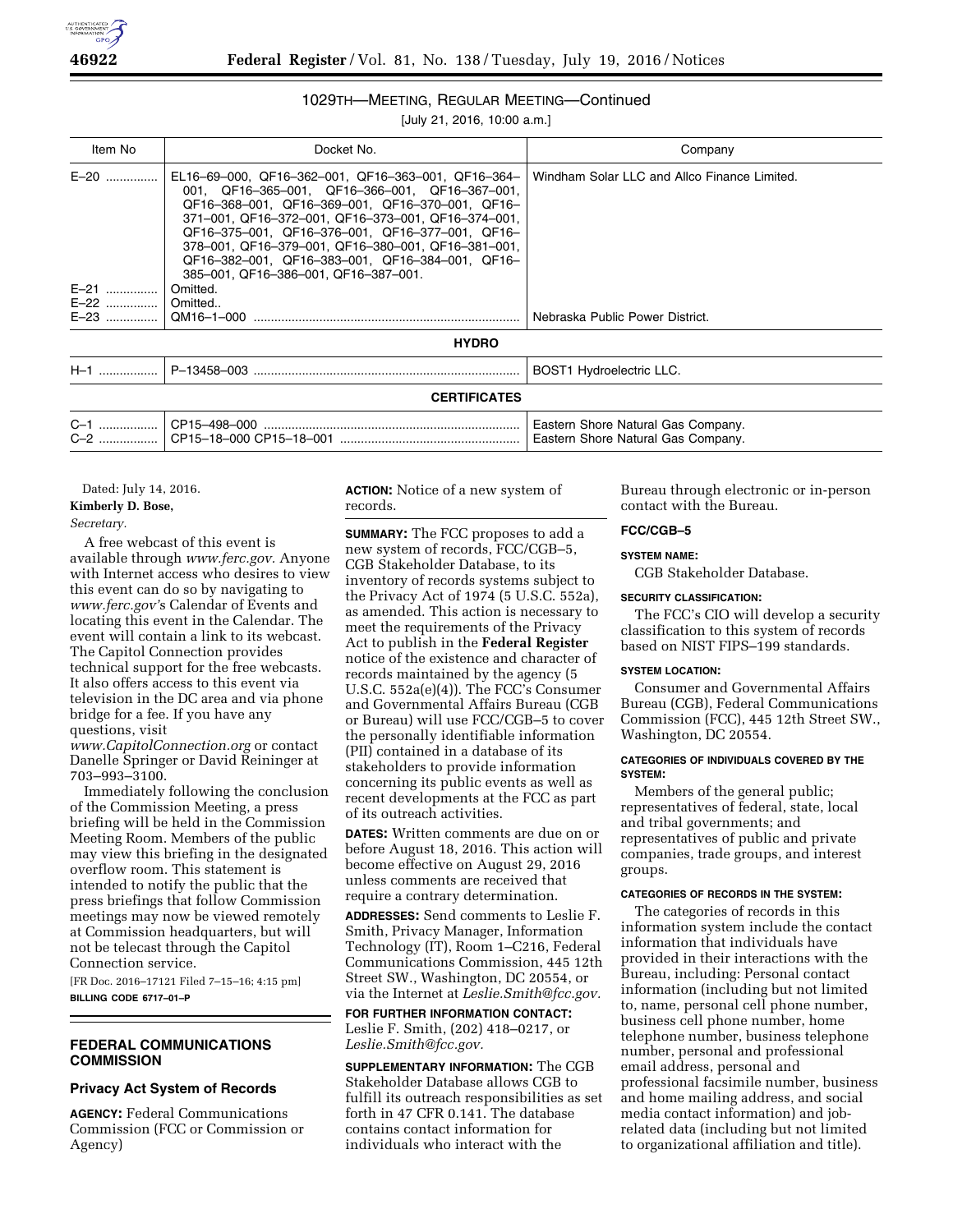## 1029TH—MEETING, REGULAR MEETING—Continued

[July 21, 2016, 10:00 a.m.]

| Item No | Docket No. | Company |
|---|---|---|
| E–20 | EL16–69–000, QF16–362–001, QF16–363–001, QF16–364–001, QF16–365–001, QF16–366–001, QF16–367–001, QF16–368–001, QF16–369–001, QF16–370–001, QF16–371–001, QF16–372–001, QF16–373–001, QF16–374–001, QF16–375–001, QF16–376–001, QF16–377–001, QF16–378–001, QF16–379–001, QF16–380–001, QF16–381–001, QF16–382–001, QF16–383–001, QF16–384–001, QF16–385–001, QF16–386–001, QF16–387–001. | Windham Solar LLC and Allco Finance Limited. |
| E–21 | Omitted. | |
| E–22 | Omitted.. | |
| E–23 | QM16–1–000 | Nebraska Public Power District. |
| **HYDRO** | | |
| H–1 | P–13458–003 | BOST1 Hydroelectric LLC. |
| **CERTIFICATES** | | |
| C–1 | CP15–498–000 | Eastern Shore Natural Gas Company. |
| C–2 | CP15–18–000 CP15–18–001 | Eastern Shore Natural Gas Company. |

Dated: July 14, 2016.

**Kimberly D. Bose,**

*Secretary.*

A free webcast of this event is available through *www.ferc.gov.* Anyone with Internet access who desires to view this event can do so by navigating to *www.ferc.gov's* Calendar of Events and locating this event in the Calendar. The event will contain a link to its webcast. The Capitol Connection provides technical support for the free webcasts. It also offers access to this event via television in the DC area and via phone bridge for a fee. If you have any questions, visit *www.CapitolConnection.org* or contact Danelle Springer or David Reininger at 703–993–3100.

Immediately following the conclusion of the Commission Meeting, a press briefing will be held in the Commission Meeting Room. Members of the public may view this briefing in the designated overflow room. This statement is intended to notify the public that the press briefings that follow Commission meetings may now be viewed remotely at Commission headquarters, but will not be telecast through the Capitol Connection service.

[FR Doc. 2016–17121 Filed 7–15–16; 4:15 pm]

**BILLING CODE 6717–01–P**

## FEDERAL COMMUNICATIONS COMMISSION

### Privacy Act System of Records

**AGENCY:** Federal Communications Commission (FCC or Commission or Agency)

**ACTION:** Notice of a new system of records.

**SUMMARY:** The FCC proposes to add a new system of records, FCC/CGB–5, CGB Stakeholder Database, to its inventory of records systems subject to the Privacy Act of 1974 (5 U.S.C. 552a), as amended. This action is necessary to meet the requirements of the Privacy Act to publish in the **Federal Register** notice of the existence and character of records maintained by the agency (5 U.S.C. 552a(e)(4)). The FCC's Consumer and Governmental Affairs Bureau (CGB or Bureau) will use FCC/CGB–5 to cover the personally identifiable information (PII) contained in a database of its stakeholders to provide information concerning its public events as well as recent developments at the FCC as part of its outreach activities.

**DATES:** Written comments are due on or before August 18, 2016. This action will become effective on August 29, 2016 unless comments are received that require a contrary determination.

**ADDRESSES:** Send comments to Leslie F. Smith, Privacy Manager, Information Technology (IT), Room 1–C216, Federal Communications Commission, 445 12th Street SW., Washington, DC 20554, or via the Internet at *Leslie.Smith@fcc.gov.*

**FOR FURTHER INFORMATION CONTACT:** Leslie F. Smith, (202) 418–0217, or *Leslie.Smith@fcc.gov.*

**SUPPLEMENTARY INFORMATION:** The CGB Stakeholder Database allows CGB to fulfill its outreach responsibilities as set forth in 47 CFR 0.141. The database contains contact information for individuals who interact with the Bureau through electronic or in-person contact with the Bureau.

**FCC/CGB–5**

**SYSTEM NAME:**

CGB Stakeholder Database.

**SECURITY CLASSIFICATION:**

The FCC's CIO will develop a security classification to this system of records based on NIST FIPS–199 standards.

**SYSTEM LOCATION:**

Consumer and Governmental Affairs Bureau (CGB), Federal Communications Commission (FCC), 445 12th Street SW., Washington, DC 20554.

**CATEGORIES OF INDIVIDUALS COVERED BY THE SYSTEM:**

Members of the general public; representatives of federal, state, local and tribal governments; and representatives of public and private companies, trade groups, and interest groups.

**CATEGORIES OF RECORDS IN THE SYSTEM:**

The categories of records in this information system include the contact information that individuals have provided in their interactions with the Bureau, including: Personal contact information (including but not limited to, name, personal cell phone number, business cell phone number, home telephone number, business telephone number, personal and professional email address, personal and professional facsimile number, business and home mailing address, and social media contact information) and job-related data (including but not limited to organizational affiliation and title).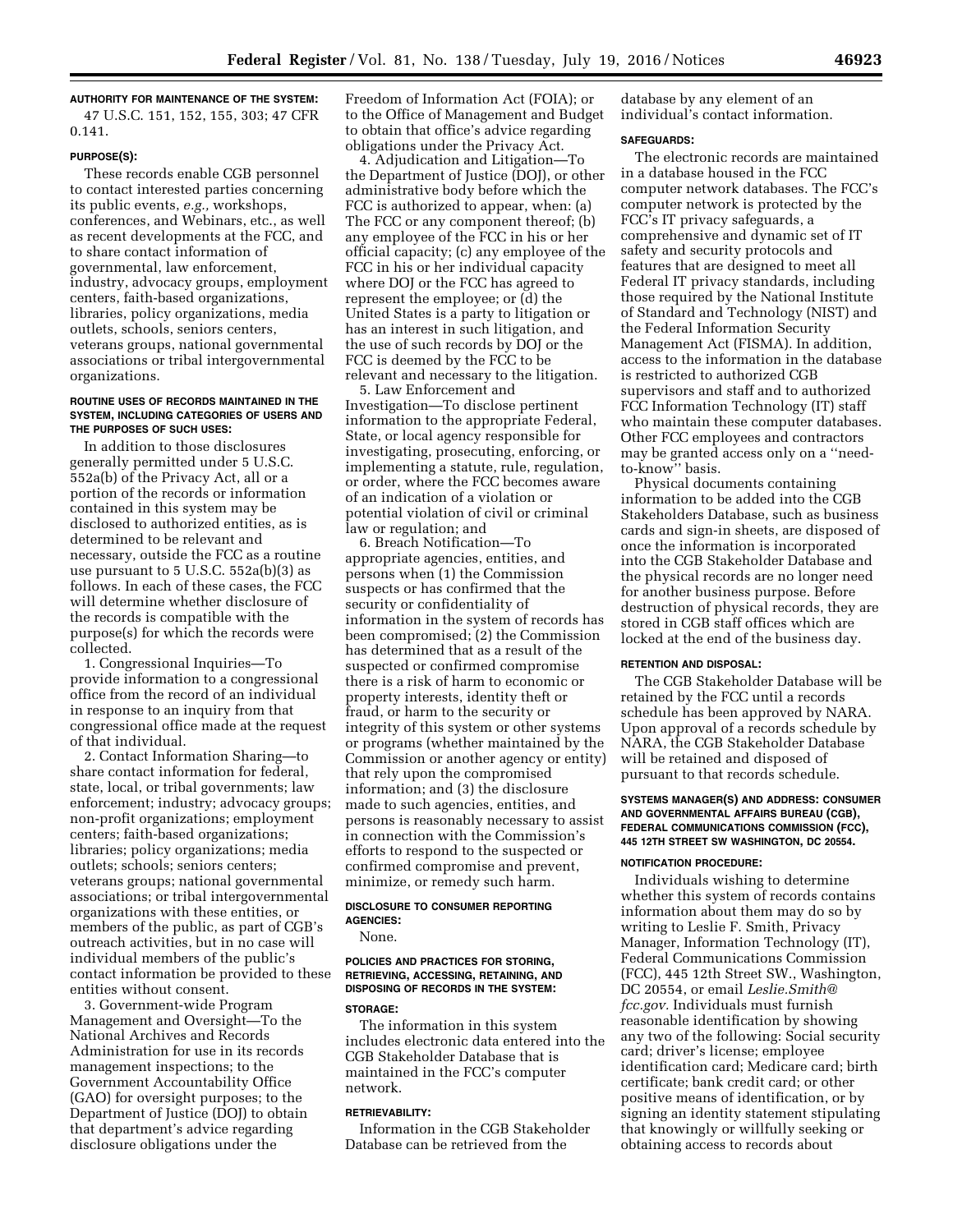#### AUTHORITY FOR MAINTENANCE OF THE SYSTEM:

47 U.S.C. 151, 152, 155, 303; 47 CFR 0.141.

#### PURPOSE(S):

These records enable CGB personnel to contact interested parties concerning its public events, *e.g.,* workshops, conferences, and Webinars, etc., as well as recent developments at the FCC, and to share contact information of governmental, law enforcement, industry, advocacy groups, employment centers, faith-based organizations, libraries, policy organizations, media outlets, schools, seniors centers, veterans groups, national governmental associations or tribal intergovernmental organizations.

#### ROUTINE USES OF RECORDS MAINTAINED IN THE SYSTEM, INCLUDING CATEGORIES OF USERS AND THE PURPOSES OF SUCH USES:

In addition to those disclosures generally permitted under 5 U.S.C. 552a(b) of the Privacy Act, all or a portion of the records or information contained in this system may be disclosed to authorized entities, as is determined to be relevant and necessary, outside the FCC as a routine use pursuant to 5 U.S.C. 552a(b)(3) as follows. In each of these cases, the FCC will determine whether disclosure of the records is compatible with the purpose(s) for which the records were collected.

1. Congressional Inquiries—To provide information to a congressional office from the record of an individual in response to an inquiry from that congressional office made at the request of that individual.

2. Contact Information Sharing—to share contact information for federal, state, local, or tribal governments; law enforcement; industry; advocacy groups; non-profit organizations; employment centers; faith-based organizations; libraries; policy organizations; media outlets; schools; seniors centers; veterans groups; national governmental associations; or tribal intergovernmental organizations with these entities, or members of the public, as part of CGB's outreach activities, but in no case will individual members of the public's contact information be provided to these entities without consent.

3. Government-wide Program Management and Oversight—To the National Archives and Records Administration for use in its records management inspections; to the Government Accountability Office (GAO) for oversight purposes; to the Department of Justice (DOJ) to obtain that department's advice regarding disclosure obligations under the Freedom of Information Act (FOIA); or to the Office of Management and Budget to obtain that office's advice regarding obligations under the Privacy Act.

4. Adjudication and Litigation—To the Department of Justice (DOJ), or other administrative body before which the FCC is authorized to appear, when: (a) The FCC or any component thereof; (b) any employee of the FCC in his or her official capacity; (c) any employee of the FCC in his or her individual capacity where DOJ or the FCC has agreed to represent the employee; or (d) the United States is a party to litigation or has an interest in such litigation, and the use of such records by DOJ or the FCC is deemed by the FCC to be relevant and necessary to the litigation.

5. Law Enforcement and Investigation—To disclose pertinent information to the appropriate Federal, State, or local agency responsible for investigating, prosecuting, enforcing, or implementing a statute, rule, regulation, or order, where the FCC becomes aware of an indication of a violation or potential violation of civil or criminal law or regulation; and

6. Breach Notification—To appropriate agencies, entities, and persons when (1) the Commission suspects or has confirmed that the security or confidentiality of information in the system of records has been compromised; (2) the Commission has determined that as a result of the suspected or confirmed compromise there is a risk of harm to economic or property interests, identity theft or fraud, or harm to the security or integrity of this system or other systems or programs (whether maintained by the Commission or another agency or entity) that rely upon the compromised information; and (3) the disclosure made to such agencies, entities, and persons is reasonably necessary to assist in connection with the Commission's efforts to respond to the suspected or confirmed compromise and prevent, minimize, or remedy such harm.

#### DISCLOSURE TO CONSUMER REPORTING AGENCIES:

None.

#### POLICIES AND PRACTICES FOR STORING, RETRIEVING, ACCESSING, RETAINING, AND DISPOSING OF RECORDS IN THE SYSTEM:

#### STORAGE:

The information in this system includes electronic data entered into the CGB Stakeholder Database that is maintained in the FCC's computer network.

#### RETRIEVABILITY:

Information in the CGB Stakeholder Database can be retrieved from the database by any element of an individual's contact information.

#### SAFEGUARDS:

The electronic records are maintained in a database housed in the FCC computer network databases. The FCC's computer network is protected by the FCC's IT privacy safeguards, a comprehensive and dynamic set of IT safety and security protocols and features that are designed to meet all Federal IT privacy standards, including those required by the National Institute of Standard and Technology (NIST) and the Federal Information Security Management Act (FISMA). In addition, access to the information in the database is restricted to authorized CGB supervisors and staff and to authorized FCC Information Technology (IT) staff who maintain these computer databases. Other FCC employees and contractors may be granted access only on a ''need-to-know'' basis.

Physical documents containing information to be added into the CGB Stakeholders Database, such as business cards and sign-in sheets, are disposed of once the information is incorporated into the CGB Stakeholder Database and the physical records are no longer need for another business purpose. Before destruction of physical records, they are stored in CGB staff offices which are locked at the end of the business day.

#### RETENTION AND DISPOSAL:

The CGB Stakeholder Database will be retained by the FCC until a records schedule has been approved by NARA. Upon approval of a records schedule by NARA, the CGB Stakeholder Database will be retained and disposed of pursuant to that records schedule.

#### SYSTEMS MANAGER(S) AND ADDRESS: CONSUMER AND GOVERNMENTAL AFFAIRS BUREAU (CGB), FEDERAL COMMUNICATIONS COMMISSION (FCC), 445 12TH STREET SW WASHINGTON, DC 20554.

#### NOTIFICATION PROCEDURE:

Individuals wishing to determine whether this system of records contains information about them may do so by writing to Leslie F. Smith, Privacy Manager, Information Technology (IT), Federal Communications Commission (FCC), 445 12th Street SW., Washington, DC 20554, or email *Leslie.Smith@fcc.gov.* Individuals must furnish reasonable identification by showing any two of the following: Social security card; driver's license; employee identification card; Medicare card; birth certificate; bank credit card; or other positive means of identification, or by signing an identity statement stipulating that knowingly or willfully seeking or obtaining access to records about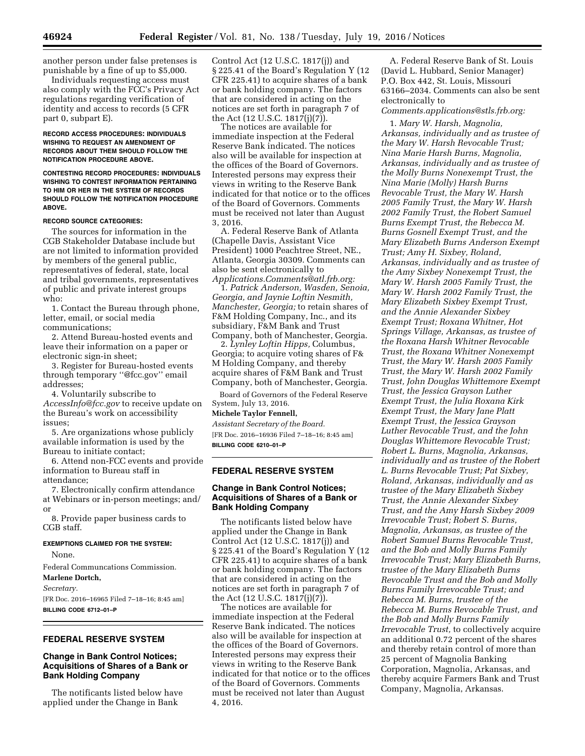another person under false pretenses is punishable by a fine of up to $5,000.

Individuals requesting access must also comply with the FCC's Privacy Act regulations regarding verification of identity and access to records (5 CFR part 0, subpart E).

**RECORD ACCESS PROCEDURES: INDIVIDUALS WISHING TO REQUEST AN AMENDMENT OF RECORDS ABOUT THEM SHOULD FOLLOW THE NOTIFICATION PROCEDURE ABOVE.**

**CONTESTING RECORD PROCEDURES: INDIVIDUALS WISHING TO CONTEST INFORMATION PERTAINING TO HIM OR HER IN THE SYSTEM OF RECORDS SHOULD FOLLOW THE NOTIFICATION PROCEDURE ABOVE.**

**RECORD SOURCE CATEGORIES:**

The sources for information in the CGB Stakeholder Database include but are not limited to information provided by members of the general public, representatives of federal, state, local and tribal governments, representatives of public and private interest groups who:

1. Contact the Bureau through phone, letter, email, or social media communications;
2. Attend Bureau-hosted events and leave their information on a paper or electronic sign-in sheet;
3. Register for Bureau-hosted events through temporary ''@fcc.gov'' email addresses;
4. Voluntarily subscribe to *AccessInfo@fcc.gov* to receive update on the Bureau's work on accessibility issues;
5. Are organizations whose publicly available information is used by the Bureau to initiate contact;
6. Attend non-FCC events and provide information to Bureau staff in attendance;
7. Electronically confirm attendance at Webinars or in-person meetings; and/or
8. Provide paper business cards to CGB staff.

**EXEMPTIONS CLAIMED FOR THE SYSTEM:**

None.

Federal Communcations Commission.

**Marlene Dortch,**

*Secretary.*

[FR Doc. 2016–16965 Filed 7–18–16; 8:45 am]

**BILLING CODE 6712–01–P**

## FEDERAL RESERVE SYSTEM

### Change in Bank Control Notices; Acquisitions of Shares of a Bank or Bank Holding Company

The notificants listed below have applied under the Change in Bank Control Act (12 U.S.C. 1817(j)) and § 225.41 of the Board's Regulation Y (12 CFR 225.41) to acquire shares of a bank or bank holding company. The factors that are considered in acting on the notices are set forth in paragraph 7 of the Act (12 U.S.C. 1817(j)(7)).

The notices are available for immediate inspection at the Federal Reserve Bank indicated. The notices also will be available for inspection at the offices of the Board of Governors. Interested persons may express their views in writing to the Reserve Bank indicated for that notice or to the offices of the Board of Governors. Comments must be received not later than August 3, 2016.

A. Federal Reserve Bank of Atlanta (Chapelle Davis, Assistant Vice President) 1000 Peachtree Street, NE., Atlanta, Georgia 30309. Comments can also be sent electronically to *Applications.Comments@atl.frb.org:*

1. *Patrick Anderson, Wasden, Senoia, Georgia, and Jaynie Loftin Nesmith, Manchester, Georgia;* to retain shares of F&M Holding Company, Inc., and its subsidiary, F&M Bank and Trust Company, both of Manchester, Georgia.

2. *Lynley Loftin Hipps,* Columbus, Georgia; to acquire voting shares of F& M Holding Company, and thereby acquire shares of F&M Bank and Trust Company, both of Manchester, Georgia.

Board of Governors of the Federal Reserve System, July 13, 2016.

**Michele Taylor Fennell,**

*Assistant Secretary of the Board.*

[FR Doc. 2016–16936 Filed 7–18–16; 8:45 am]

**BILLING CODE 6210–01–P**

## FEDERAL RESERVE SYSTEM

### Change in Bank Control Notices; Acquisitions of Shares of a Bank or Bank Holding Company

The notificants listed below have applied under the Change in Bank Control Act (12 U.S.C. 1817(j)) and § 225.41 of the Board's Regulation Y (12 CFR 225.41) to acquire shares of a bank or bank holding company. The factors that are considered in acting on the notices are set forth in paragraph 7 of the Act (12 U.S.C. 1817(j)(7)).

The notices are available for immediate inspection at the Federal Reserve Bank indicated. The notices also will be available for inspection at the offices of the Board of Governors. Interested persons may express their views in writing to the Reserve Bank indicated for that notice or to the offices of the Board of Governors. Comments must be received not later than August 4, 2016.

A. Federal Reserve Bank of St. Louis (David L. Hubbard, Senior Manager) P.O. Box 442, St. Louis, Missouri 63166–2034. Comments can also be sent electronically to *Comments.applications@stls.frb.org:*

1. *Mary W. Harsh, Magnolia, Arkansas, individually and as trustee of the Mary W. Harsh Revocable Trust; Nina Marie Harsh Burns, Magnolia, Arkansas, individually and as trustee of the Molly Burns Nonexempt Trust, the Nina Marie (Molly) Harsh Burns Revocable Trust, the Mary W. Harsh 2005 Family Trust, the Mary W. Harsh 2002 Family Trust, the Robert Samuel Burns Exempt Trust, the Rebecca M. Burns Gosnell Exempt Trust, and the Mary Elizabeth Burns Anderson Exempt Trust; Amy H. Sixbey, Roland, Arkansas, individually and as trustee of the Amy Sixbey Nonexempt Trust, the Mary W. Harsh 2005 Family Trust, the Mary W. Harsh 2002 Family Trust, the Mary Elizabeth Sixbey Exempt Trust, and the Annie Alexander Sixbey Exempt Trust; Roxana Whitner, Hot Springs Village, Arkansas, as trustee of the Roxana Harsh Whitner Revocable Trust, the Roxana Whitner Nonexempt Trust, the Mary W. Harsh 2005 Family Trust, the Mary W. Harsh 2002 Family Trust, John Douglas Whittemore Exempt Trust, the Jessica Grayson Luther Exempt Trust, the Julia Roxana Kirk Exempt Trust, the Mary Jane Platt Exempt Trust, the Jessica Grayson Luther Revocable Trust, and the John Douglas Whittemore Revocable Trust; Robert L. Burns, Magnolia, Arkansas, individually and as trustee of the Robert L. Burns Revocable Trust; Pat Sixbey, Roland, Arkansas, individually and as trustee of the Mary Elizabeth Sixbey Trust, the Annie Alexander Sixbey Trust, and the Amy Harsh Sixbey 2009 Irrevocable Trust; Robert S. Burns, Magnolia, Arkansas, as trustee of the Robert Samuel Burns Revocable Trust, and the Bob and Molly Burns Family Irrevocable Trust; Mary Elizabeth Burns, trustee of the Mary Elizabeth Burns Revocable Trust and the Bob and Molly Burns Family Irrevocable Trust; and Rebecca M. Burns, trustee of the Rebecca M. Burns Revocable Trust, and the Bob and Molly Burns Family Irrevocable Trust,* to collectively acquire an additional 0.72 percent of the shares and thereby retain control of more than 25 percent of Magnolia Banking Corporation, Magnolia, Arkansas, and thereby acquire Farmers Bank and Trust Company, Magnolia, Arkansas.